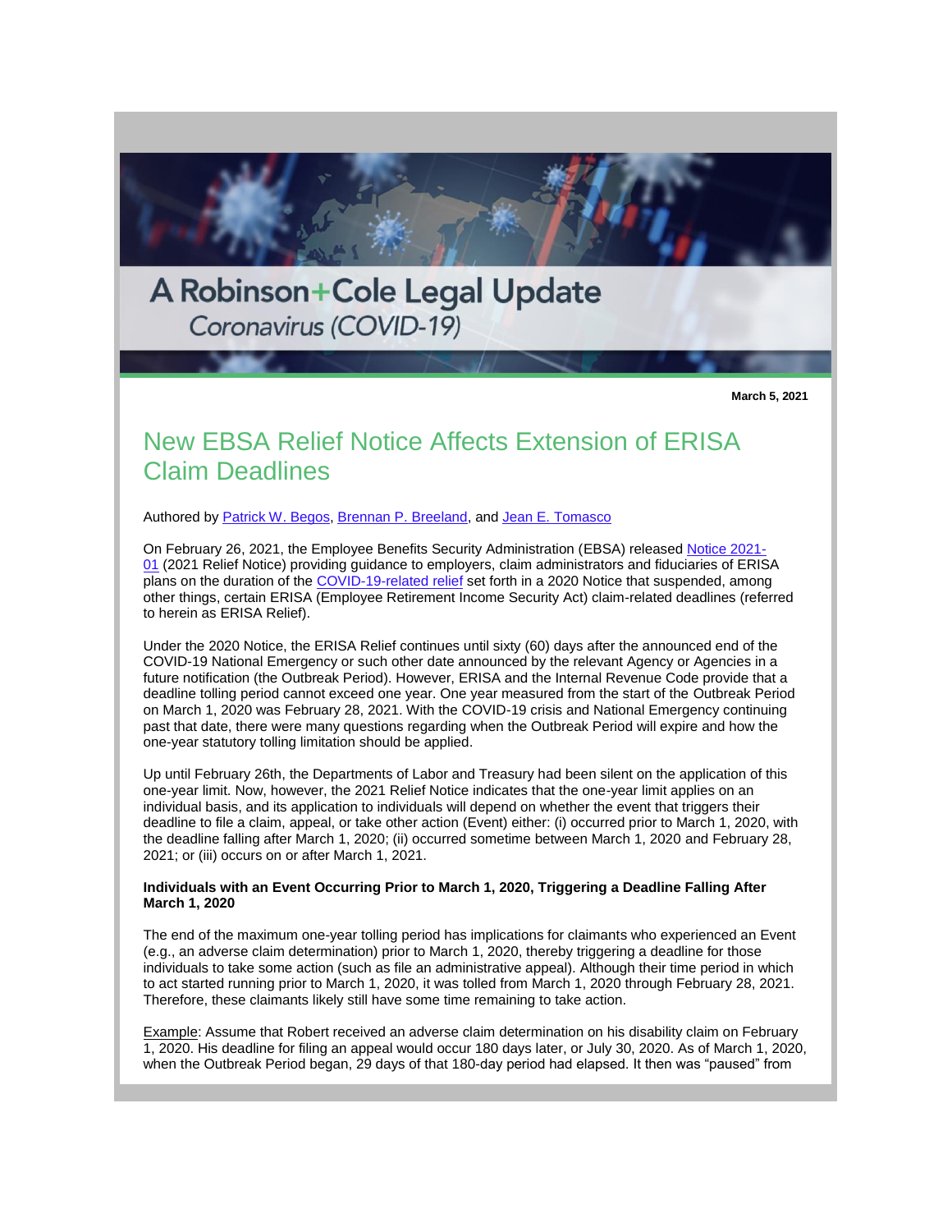# A Robinson+Cole Legal Update

*Coronavirus (COVID-19)*

**March 5, 2021**

## New EBSA Relief Notice Affects Extension of ERISA Claim Deadlines

Authored by Patrick W. Begos, Brennan P. Breeland, and Jean E. Tomasco

On February 26, 2021, the Employee Benefits Security Administration (EBSA) released Notice 2021-01 (2021 Relief Notice) providing guidance to employers, claim administrators and fiduciaries of ERISA plans on the duration of the COVID-19-related relief set forth in a 2020 Notice that suspended, among other things, certain ERISA (Employee Retirement Income Security Act) claim-related deadlines (referred to herein as ERISA Relief).

Under the 2020 Notice, the ERISA Relief continues until sixty (60) days after the announced end of the COVID-19 National Emergency or such other date announced by the relevant Agency or Agencies in a future notification (the Outbreak Period). However, ERISA and the Internal Revenue Code provide that a deadline tolling period cannot exceed one year. One year measured from the start of the Outbreak Period on March 1, 2020 was February 28, 2021. With the COVID-19 crisis and National Emergency continuing past that date, there were many questions regarding when the Outbreak Period will expire and how the one-year statutory tolling limitation should be applied.

Up until February 26th, the Departments of Labor and Treasury had been silent on the application of this one-year limit. Now, however, the 2021 Relief Notice indicates that the one-year limit applies on an individual basis, and its application to individuals will depend on whether the event that triggers their deadline to file a claim, appeal, or take other action (Event) either: (i) occurred prior to March 1, 2020, with the deadline falling after March 1, 2020; (ii) occurred sometime between March 1, 2020 and February 28, 2021; or (iii) occurs on or after March 1, 2021.

**Individuals with an Event Occurring Prior to March 1, 2020, Triggering a Deadline Falling After March 1, 2020**

The end of the maximum one-year tolling period has implications for claimants who experienced an Event (e.g., an adverse claim determination) prior to March 1, 2020, thereby triggering a deadline for those individuals to take some action (such as file an administrative appeal). Although their time period in which to act started running prior to March 1, 2020, it was tolled from March 1, 2020 through February 28, 2021. Therefore, these claimants likely still have some time remaining to take action.

Example: Assume that Robert received an adverse claim determination on his disability claim on February 1, 2020. His deadline for filing an appeal would occur 180 days later, or July 30, 2020. As of March 1, 2020, when the Outbreak Period began, 29 days of that 180-day period had elapsed. It then was "paused" from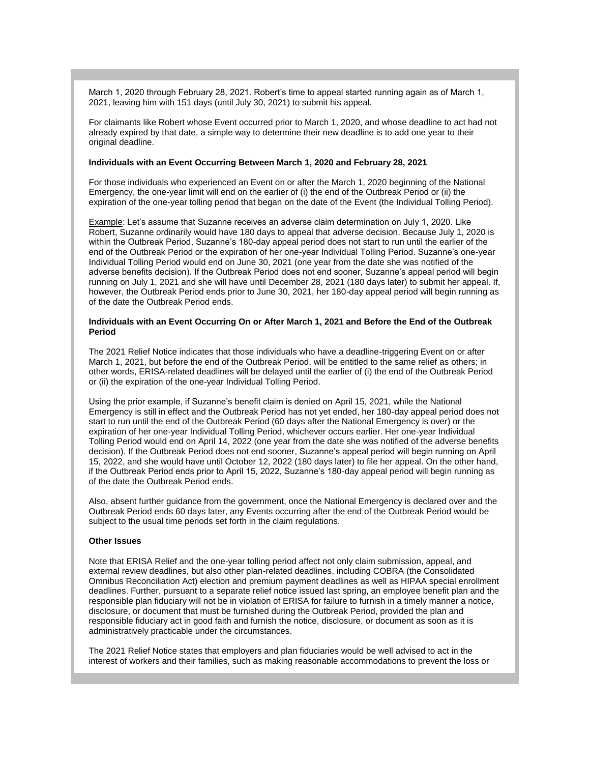March 1, 2020 through February 28, 2021. Robert's time to appeal started running again as of March 1, 2021, leaving him with 151 days (until July 30, 2021) to submit his appeal.

For claimants like Robert whose Event occurred prior to March 1, 2020, and whose deadline to act had not already expired by that date, a simple way to determine their new deadline is to add one year to their original deadline.

**Individuals with an Event Occurring Between March 1, 2020 and February 28, 2021**

For those individuals who experienced an Event on or after the March 1, 2020 beginning of the National Emergency, the one-year limit will end on the earlier of (i) the end of the Outbreak Period or (ii) the expiration of the one-year tolling period that began on the date of the Event (the Individual Tolling Period).

Example: Let's assume that Suzanne receives an adverse claim determination on July 1, 2020. Like Robert, Suzanne ordinarily would have 180 days to appeal that adverse decision. Because July 1, 2020 is within the Outbreak Period, Suzanne's 180-day appeal period does not start to run until the earlier of the end of the Outbreak Period or the expiration of her one-year Individual Tolling Period. Suzanne's one-year Individual Tolling Period would end on June 30, 2021 (one year from the date she was notified of the adverse benefits decision). If the Outbreak Period does not end sooner, Suzanne's appeal period will begin running on July 1, 2021 and she will have until December 28, 2021 (180 days later) to submit her appeal. If, however, the Outbreak Period ends prior to June 30, 2021, her 180-day appeal period will begin running as of the date the Outbreak Period ends.

**Individuals with an Event Occurring On or After March 1, 2021 and Before the End of the Outbreak Period**

The 2021 Relief Notice indicates that those individuals who have a deadline-triggering Event on or after March 1, 2021, but before the end of the Outbreak Period, will be entitled to the same relief as others; in other words, ERISA-related deadlines will be delayed until the earlier of (i) the end of the Outbreak Period or (ii) the expiration of the one-year Individual Tolling Period.

Using the prior example, if Suzanne's benefit claim is denied on April 15, 2021, while the National Emergency is still in effect and the Outbreak Period has not yet ended, her 180-day appeal period does not start to run until the end of the Outbreak Period (60 days after the National Emergency is over) or the expiration of her one-year Individual Tolling Period, whichever occurs earlier. Her one-year Individual Tolling Period would end on April 14, 2022 (one year from the date she was notified of the adverse benefits decision). If the Outbreak Period does not end sooner, Suzanne's appeal period will begin running on April 15, 2022, and she would have until October 12, 2022 (180 days later) to file her appeal. On the other hand, if the Outbreak Period ends prior to April 15, 2022, Suzanne's 180-day appeal period will begin running as of the date the Outbreak Period ends.

Also, absent further guidance from the government, once the National Emergency is declared over and the Outbreak Period ends 60 days later, any Events occurring after the end of the Outbreak Period would be subject to the usual time periods set forth in the claim regulations.

**Other Issues**

Note that ERISA Relief and the one-year tolling period affect not only claim submission, appeal, and external review deadlines, but also other plan-related deadlines, including COBRA (the Consolidated Omnibus Reconciliation Act) election and premium payment deadlines as well as HIPAA special enrollment deadlines. Further, pursuant to a separate relief notice issued last spring, an employee benefit plan and the responsible plan fiduciary will not be in violation of ERISA for failure to furnish in a timely manner a notice, disclosure, or document that must be furnished during the Outbreak Period, provided the plan and responsible fiduciary act in good faith and furnish the notice, disclosure, or document as soon as it is administratively practicable under the circumstances.

The 2021 Relief Notice states that employers and plan fiduciaries would be well advised to act in the interest of workers and their families, such as making reasonable accommodations to prevent the loss or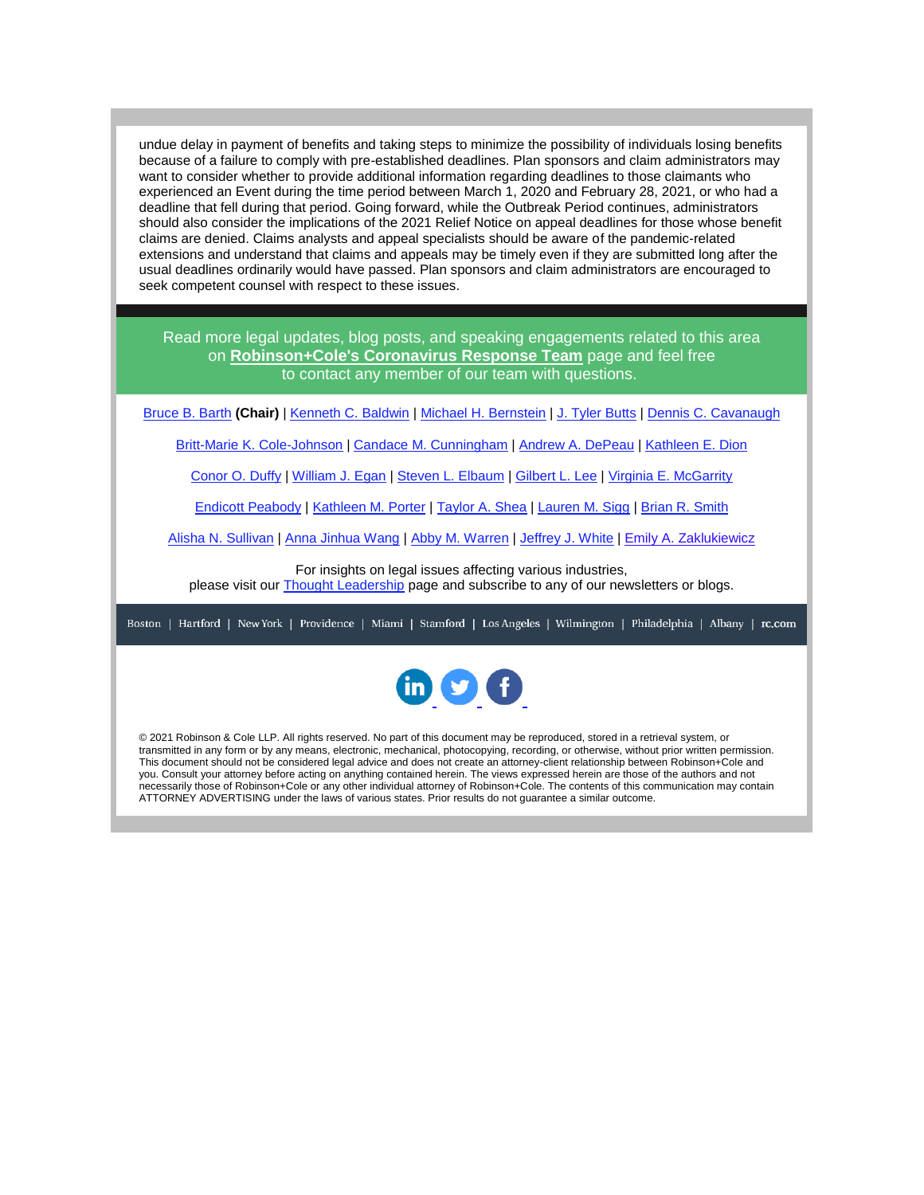undue delay in payment of benefits and taking steps to minimize the possibility of individuals losing benefits because of a failure to comply with pre-established deadlines. Plan sponsors and claim administrators may want to consider whether to provide additional information regarding deadlines to those claimants who experienced an Event during the time period between March 1, 2020 and February 28, 2021, or who had a deadline that fell during that period. Going forward, while the Outbreak Period continues, administrators should also consider the implications of the 2021 Relief Notice on appeal deadlines for those whose benefit claims are denied. Claims analysts and appeal specialists should be aware of the pandemic-related extensions and understand that claims and appeals may be timely even if they are submitted long after the usual deadlines ordinarily would have passed. Plan sponsors and claim administrators are encouraged to seek competent counsel with respect to these issues.

Read more legal updates, blog posts, and speaking engagements related to this area on **Robinson+Cole's Coronavirus Response Team** page and feel free to contact any member of our team with questions.

Bruce B. Barth **(Chair)** | Kenneth C. Baldwin | Michael H. Bernstein | J. Tyler Butts | Dennis C. Cavanaugh

Britt-Marie K. Cole-Johnson | Candace M. Cunningham | Andrew A. DePeau | Kathleen E. Dion

Conor O. Duffy | William J. Egan | Steven L. Elbaum | Gilbert L. Lee | Virginia E. McGarrity

Endicott Peabody | Kathleen M. Porter | Taylor A. Shea | Lauren M. Sigg | Brian R. Smith

Alisha N. Sullivan | Anna Jinhua Wang | Abby M. Warren | Jeffrey J. White | Emily A. Zaklukiewicz

For insights on legal issues affecting various industries, please visit our Thought Leadership page and subscribe to any of our newsletters or blogs.

Boston | Hartford | New York | Providence | Miami | Stamford | Los Angeles | Wilmington | Philadelphia | Albany | rc.com

© 2021 Robinson & Cole LLP. All rights reserved. No part of this document may be reproduced, stored in a retrieval system, or transmitted in any form or by any means, electronic, mechanical, photocopying, recording, or otherwise, without prior written permission. This document should not be considered legal advice and does not create an attorney-client relationship between Robinson+Cole and you. Consult your attorney before acting on anything contained herein. The views expressed herein are those of the authors and not necessarily those of Robinson+Cole or any other individual attorney of Robinson+Cole. The contents of this communication may contain ATTORNEY ADVERTISING under the laws of various states. Prior results do not guarantee a similar outcome.